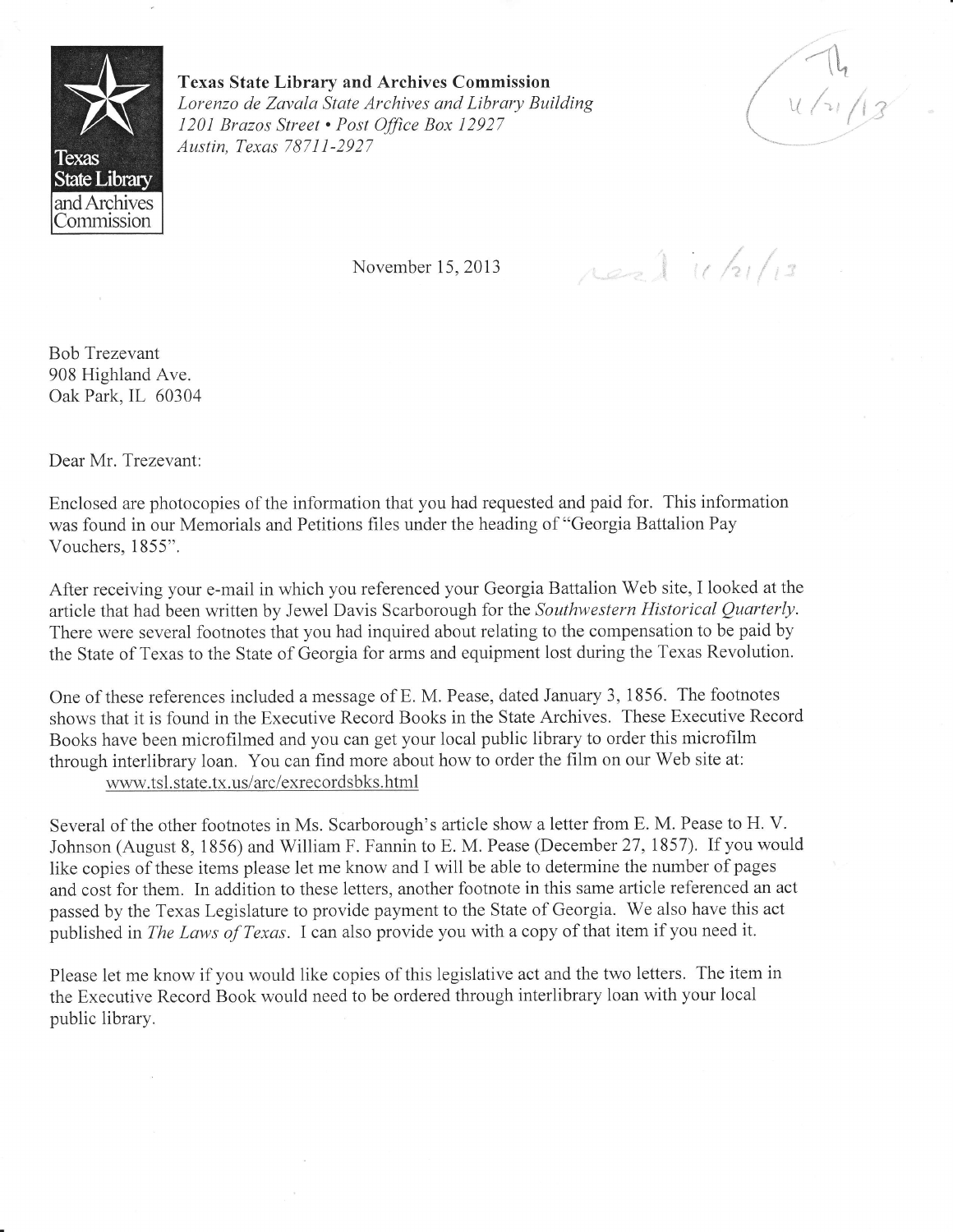Texas State Library and Archives Commission

**Texas State Library and Archives Commission**
*Lorenzo de Zavala State Archives and Library Building*
*1201 Brazos Street • Post Office Box 12927*
*Austin, Texas 78711-2927*

Th 11/21/13

November 15, 2013

recd 11/21/13

Bob Trezevant
908 Highland Ave.
Oak Park, IL 60304

Dear Mr. Trezevant:

Enclosed are photocopies of the information that you had requested and paid for. This information was found in our Memorials and Petitions files under the heading of "Georgia Battalion Pay Vouchers, 1855".

After receiving your e-mail in which you referenced your Georgia Battalion Web site, I looked at the article that had been written by Jewel Davis Scarborough for the *Southwestern Historical Quarterly*. There were several footnotes that you had inquired about relating to the compensation to be paid by the State of Texas to the State of Georgia for arms and equipment lost during the Texas Revolution.

One of these references included a message of E. M. Pease, dated January 3, 1856. The footnotes shows that it is found in the Executive Record Books in the State Archives. These Executive Record Books have been microfilmed and you can get your local public library to order this microfilm through interlibrary loan. You can find more about how to order the film on our Web site at:
www.tsl.state.tx.us/arc/exrecordsbks.html

Several of the other footnotes in Ms. Scarborough's article show a letter from E. M. Pease to H. V. Johnson (August 8, 1856) and William F. Fannin to E. M. Pease (December 27, 1857). If you would like copies of these items please let me know and I will be able to determine the number of pages and cost for them. In addition to these letters, another footnote in this same article referenced an act passed by the Texas Legislature to provide payment to the State of Georgia. We also have this act published in *The Laws of Texas*. I can also provide you with a copy of that item if you need it.

Please let me know if you would like copies of this legislative act and the two letters. The item in the Executive Record Book would need to be ordered through interlibrary loan with your local public library.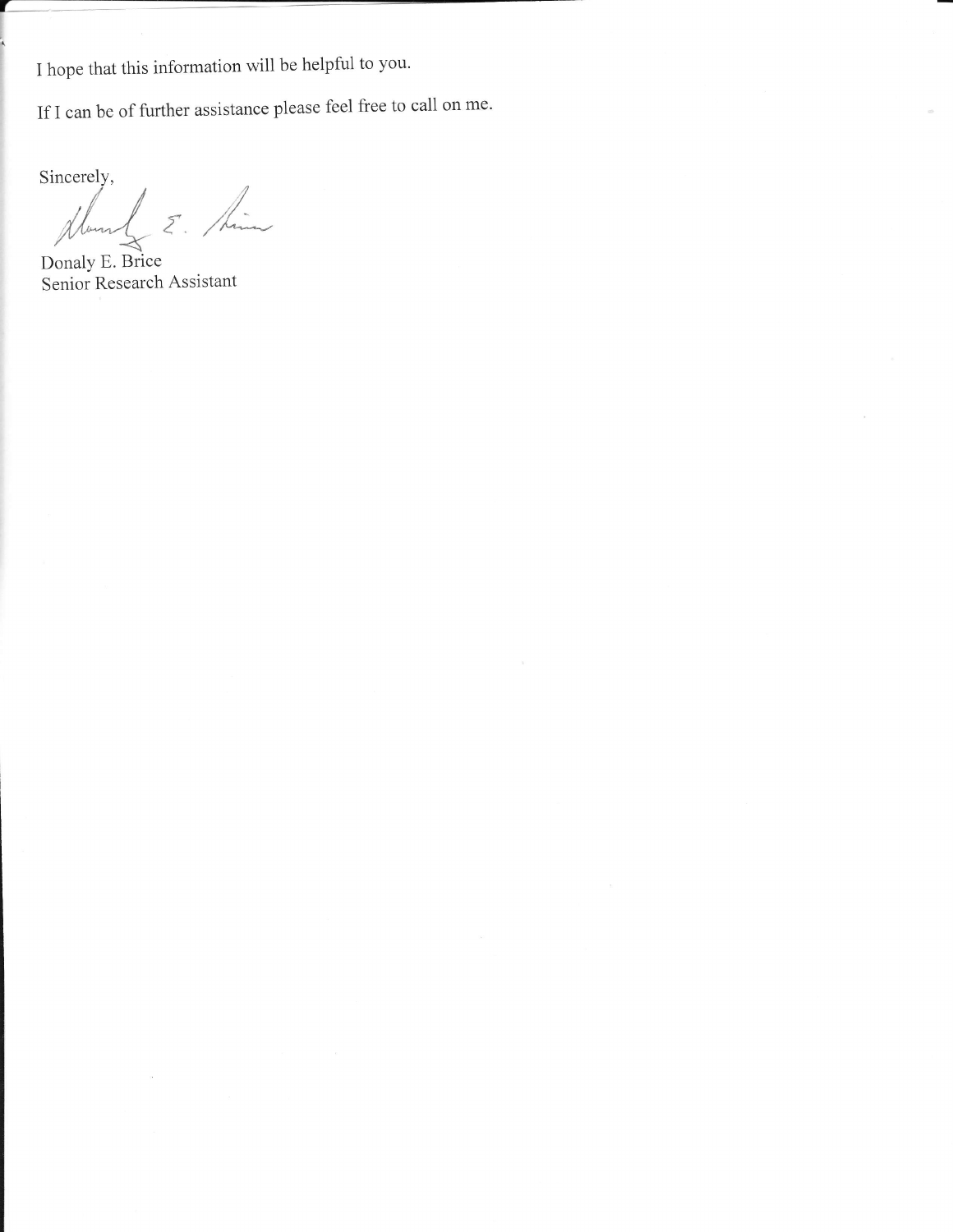I hope that this information will be helpful to you.

If I can be of further assistance please feel free to call on me.

Sincerely,

Donaly E. Brice
Senior Research Assistant